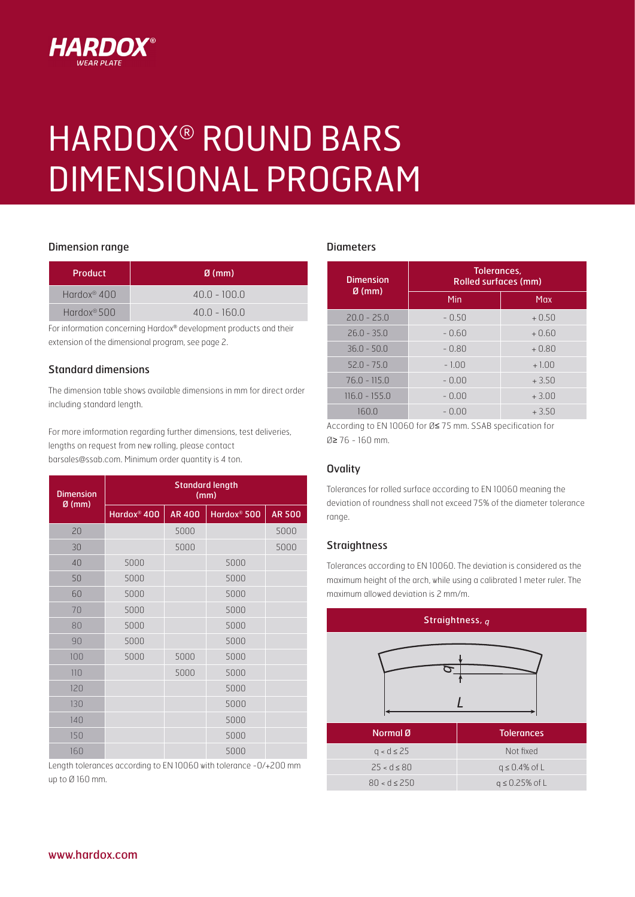# HARDOX® ROUND BARS DIMENSIONAL PROGRAM

## Dimension range

| Product | Ø (mm) |
|---|---|
| Hardox® 400 | 40.0 - 100.0 |
| Hardox® 500 | 40.0 - 160.0 |

For information concerning Hardox® development products and their extension of the dimensional program, see page 2.

## Standard dimensions

The dimension table shows available dimensions in mm for direct order including standard length.

For more imformation regarding further dimensions, test deliveries, lengths on request from new rolling, please contact barsales@ssab.com. Minimum order quantity is 4 ton.

| Dimension Ø (mm) | Standard length (mm) | | | |
|---|---|---|---|---|
| | Hardox® 400 | AR 400 | Hardox® 500 | AR 500 |
| 20 | | 5000 | | 5000 |
| 30 | | 5000 | | 5000 |
| 40 | 5000 | | 5000 | |
| 50 | 5000 | | 5000 | |
| 60 | 5000 | | 5000 | |
| 70 | 5000 | | 5000 | |
| 80 | 5000 | | 5000 | |
| 90 | 5000 | | 5000 | |
| 100 | 5000 | 5000 | 5000 | |
| 110 | | 5000 | 5000 | |
| 120 | | | 5000 | |
| 130 | | | 5000 | |
| 140 | | | 5000 | |
| 150 | | | 5000 | |
| 160 | | | 5000 | |

Length tolerances according to EN 10060 with tolerance -0/+200 mm up to Ø 160 mm.

## Diameters

| Dimension Ø (mm) | Tolerances, Rolled surfaces (mm) | |
|---|---|---|
| | Min | Max |
| 20.0 - 25.0 | - 0.50 | + 0.50 |
| 26.0 - 35.0 | - 0.60 | + 0.60 |
| 36.0 - 50.0 | - 0.80 | + 0.80 |
| 52.0 - 75.0 | - 1.00 | + 1.00 |
| 76.0 - 115.0 | - 0.00 | + 3.50 |
| 116.0 - 155.0 | - 0.00 | + 3.00 |
| 160.0 | - 0.00 | + 3.50 |

According to EN 10060 for Ø≤ 75 mm. SSAB specification for Ø≥ 76 - 160 mm.

## Ovality

Tolerances for rolled surface according to EN 10060 meaning the deviation of roundness shall not exceed 75% of the diameter tolerance range.

## Straightness

Tolerances according to EN 10060. The deviation is considered as the maximum height of the arch, while using a calibrated 1 meter ruler. The maximum allowed deviation is 2 mm/m.

**Straightness, $q$**

| Normal Ø | Tolerances |
|---|---|
| $q < d \leq 25$ | Not fixed |
| $25 < d \leq 80$ | $q \leq 0.4\%$ of L |
| $80 < d \leq 250$ | $q \leq 0.25\%$ of L |

www.hardox.com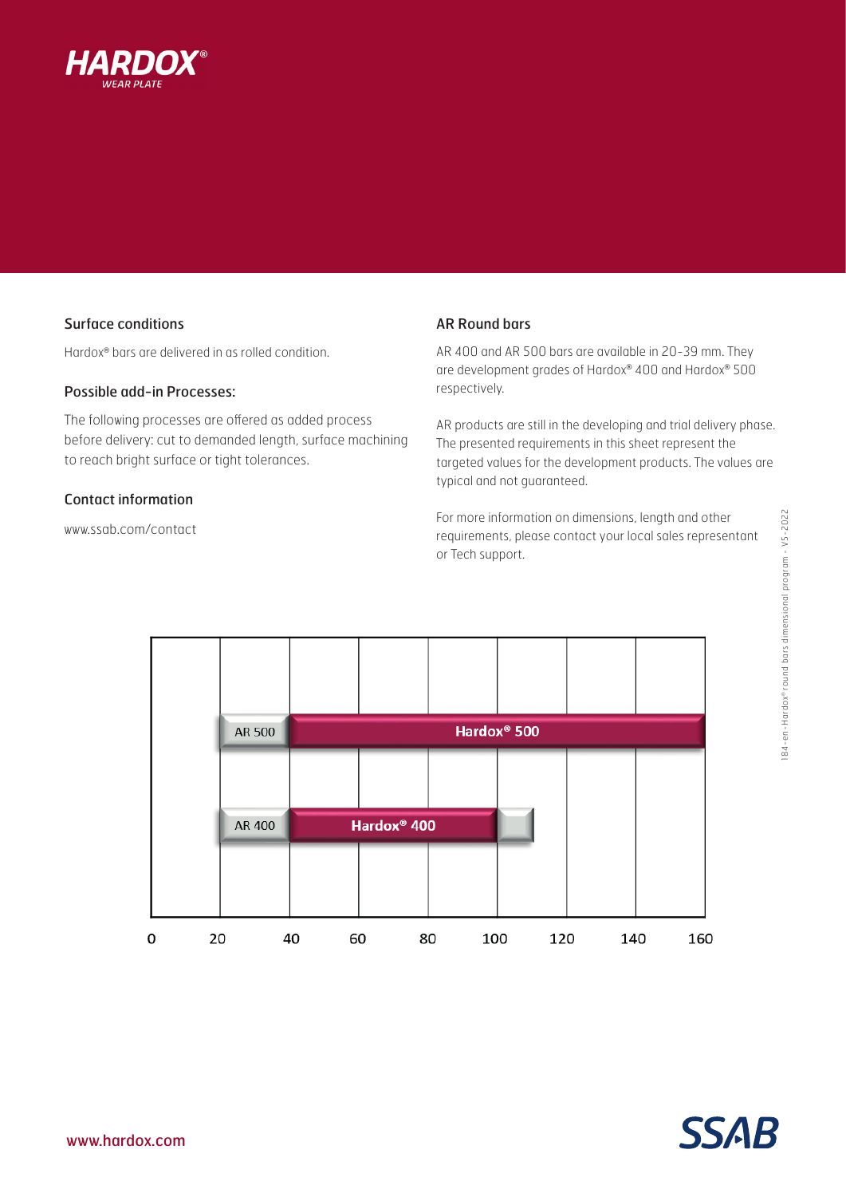HARDOX®
WEAR PLATE

### Surface conditions

Hardox® bars are delivered in as rolled condition.

### Possible add-in Processes:

The following processes are offered as added process before delivery: cut to demanded length, surface machining to reach bright surface or tight tolerances.

### Contact information

www.ssab.com/contact

### AR Round bars

AR 400 and AR 500 bars are available in 20-39 mm. They are development grades of Hardox® 400 and Hardox® 500 respectively.

AR products are still in the developing and trial delivery phase. The presented requirements in this sheet represent the targeted values for the development products. The values are typical and not guaranteed.

For more information on dimensions, length and other requirements, please contact your local sales representant or Tech support.

AR 500
Hardox® 500
AR 400
Hardox® 400
0 20 40 60 80 100 120 140 160

184-en-Hardox® round bars dimensional program - V5-2022

www.hardox.com

SSAB